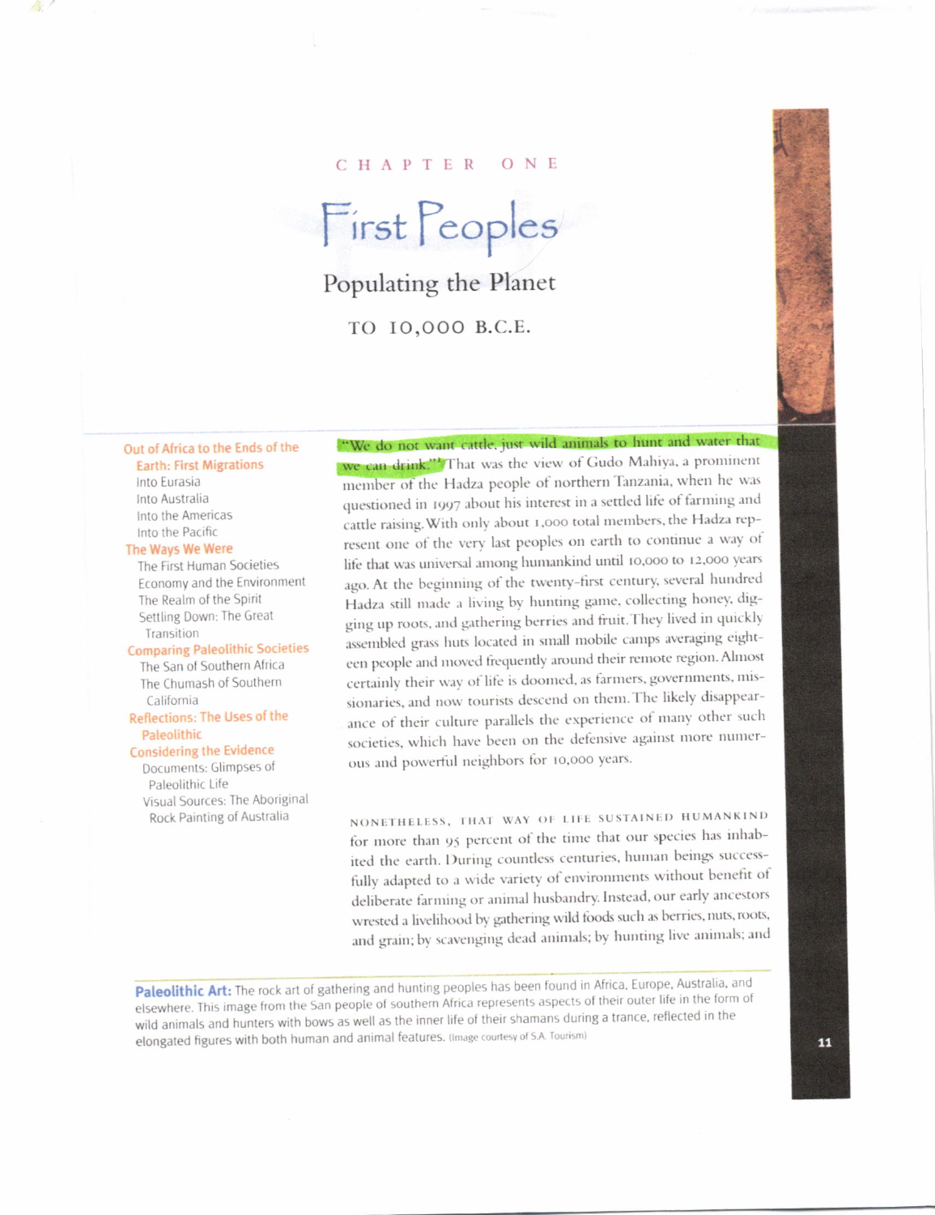CHAPTER ONE

# First Peoples

## Populating the Planet

### TO 10,000 B.C.E.

**Out of Africa to the Ends of the Earth: First Migrations**
- Into Eurasia
- Into Australia
- Into the Americas
- Into the Pacific

**The Ways We Were**
- The First Human Societies
- Economy and the Environment
- The Realm of the Spirit
- Settling Down: The Great Transition

**Comparing Paleolithic Societies**
- The San of Southern Africa
- The Chumash of Southern California

**Reflections: The Uses of the Paleolithic**

**Considering the Evidence**
- Documents: Glimpses of Paleolithic Life
- Visual Sources: The Aboriginal Rock Painting of Australia

"We do not want cattle, just wild animals to hunt and water that we can drink."[1] That was the view of Gudo Mahiya, a prominent member of the Hadza people of northern Tanzania, when he was questioned in 1997 about his interest in a settled life of farming and cattle raising. With only about 1,000 total members, the Hadza represent one of the very last peoples on earth to continue a way of life that was universal among humankind until 10,000 to 12,000 years ago. At the beginning of the twenty-first century, several hundred Hadza still made a living by hunting game, collecting honey, digging up roots, and gathering berries and fruit. They lived in quickly assembled grass huts located in small mobile camps averaging eighteen people and moved frequently around their remote region. Almost certainly their way of life is doomed, as farmers, governments, missionaries, and now tourists descend on them. The likely disappearance of their culture parallels the experience of many other such societies, which have been on the defensive against more numerous and powerful neighbors for 10,000 years.

NONETHELESS, THAT WAY OF LIFE SUSTAINED HUMANKIND for more than 95 percent of the time that our species has inhabited the earth. During countless centuries, human beings successfully adapted to a wide variety of environments without benefit of deliberate farming or animal husbandry. Instead, our early ancestors wrested a livelihood by gathering wild foods such as berries, nuts, roots, and grain; by scavenging dead animals; by hunting live animals; and

**Paleolithic Art:** The rock art of gathering and hunting peoples has been found in Africa, Europe, Australia, and elsewhere. This image from the San people of southern Africa represents aspects of their outer life in the form of wild animals and hunters with bows as well as the inner life of their shamans during a trance, reflected in the elongated figures with both human and animal features. (Image courtesy of S.A. Tourism)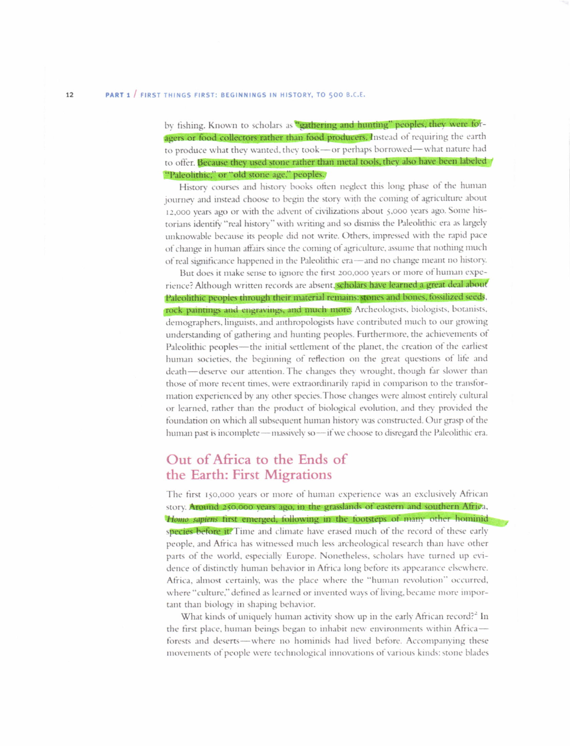by fishing. Known to scholars as "gathering and hunting" peoples, they were foragers or food collectors rather than food producers. Instead of requiring the earth to produce what they wanted, they took—or perhaps borrowed—what nature had to offer. Because they used stone rather than metal tools, they also have been labeled "Paleolithic," or "old stone age," peoples.

History courses and history books often neglect this long phase of the human journey and instead choose to begin the story with the coming of agriculture about 12,000 years ago or with the advent of civilizations about 5,000 years ago. Some historians identify "real history" with writing and so dismiss the Paleolithic era as largely unknowable because its people did not write. Others, impressed with the rapid pace of change in human affairs since the coming of agriculture, assume that nothing much of real significance happened in the Paleolithic era—and no change meant no history.

But does it make sense to ignore the first 200,000 years or more of human experience? Although written records are absent, scholars have learned a great deal about Paleolithic peoples through their material remains: stones and bones, fossilized seeds, rock paintings and engravings, and much more. Archeologists, biologists, botanists, demographers, linguists, and anthropologists have contributed much to our growing understanding of gathering and hunting peoples. Furthermore, the achievements of Paleolithic peoples—the initial settlement of the planet, the creation of the earliest human societies, the beginning of reflection on the great questions of life and death—deserve our attention. The changes they wrought, though far slower than those of more recent times, were extraordinarily rapid in comparison to the transformation experienced by any other species. Those changes were almost entirely cultural or learned, rather than the product of biological evolution, and they provided the foundation on which all subsequent human history was constructed. Our grasp of the human past is incomplete—massively so—if we choose to disregard the Paleolithic era.

## Out of Africa to the Ends of the Earth: First Migrations

The first 150,000 years or more of human experience was an exclusively African story. Around 250,000 years ago, in the grasslands of eastern and southern Africa, *Homo sapiens* first emerged, following in the footsteps of many other hominid species before it. Time and climate have erased much of the record of these early people, and Africa has witnessed much less archeological research than have other parts of the world, especially Europe. Nonetheless, scholars have turned up evidence of distinctly human behavior in Africa long before its appearance elsewhere. Africa, almost certainly, was the place where the "human revolution" occurred, where "culture," defined as learned or invented ways of living, became more important than biology in shaping behavior.

What kinds of uniquely human activity show up in the early African record?[2] In the first place, human beings began to inhabit new environments within Africa—forests and deserts—where no hominids had lived before. Accompanying these movements of people were technological innovations of various kinds: stone blades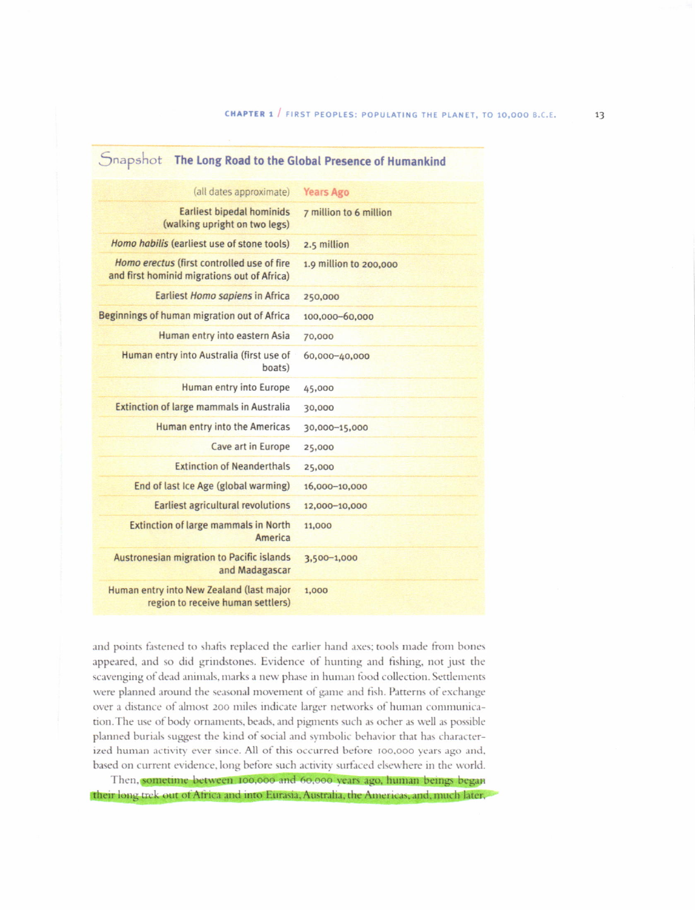## Snapshot The Long Road to the Global Presence of Humankind

| (all dates approximate) | Years Ago |
|---|---|
| Earliest bipedal hominids (walking upright on two legs) | 7 million to 6 million |
| *Homo habilis* (earliest use of stone tools) | 2.5 million |
| *Homo erectus* (first controlled use of fire and first hominid migrations out of Africa) | 1.9 million to 200,000 |
| Earliest *Homo sapiens* in Africa | 250,000 |
| Beginnings of human migration out of Africa | 100,000–60,000 |
| Human entry into eastern Asia | 70,000 |
| Human entry into Australia (first use of boats) | 60,000–40,000 |
| Human entry into Europe | 45,000 |
| Extinction of large mammals in Australia | 30,000 |
| Human entry into the Americas | 30,000–15,000 |
| Cave art in Europe | 25,000 |
| Extinction of Neanderthals | 25,000 |
| End of last Ice Age (global warming) | 16,000–10,000 |
| Earliest agricultural revolutions | 12,000–10,000 |
| Extinction of large mammals in North America | 11,000 |
| Austronesian migration to Pacific islands and Madagascar | 3,500–1,000 |
| Human entry into New Zealand (last major region to receive human settlers) | 1,000 |

and points fastened to shafts replaced the earlier hand axes; tools made from bones appeared, and so did grindstones. Evidence of hunting and fishing, not just the scavenging of dead animals, marks a new phase in human food collection. Settlements were planned around the seasonal movement of game and fish. Patterns of exchange over a distance of almost 200 miles indicate larger networks of human communication. The use of body ornaments, beads, and pigments such as ocher as well as possible planned burials suggest the kind of social and symbolic behavior that has characterized human activity ever since. All of this occurred before 100,000 years ago and, based on current evidence, long before such activity surfaced elsewhere in the world.

Then, sometime between 100,000 and 60,000 years ago, human beings began their long trek out of Africa and into Eurasia, Australia, the Americas, and, much later,